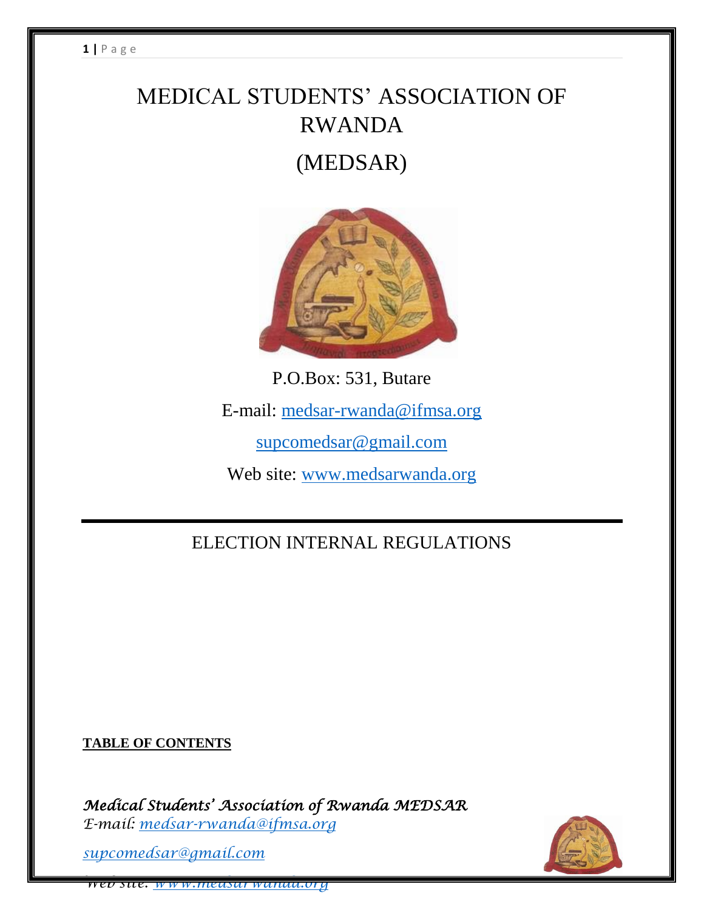# MEDICAL STUDENTS' ASSOCIATION OF RWANDA

# (MEDSAR)

P.O.Box: 531, Butare

E-mail: medsar-rwanda@ifmsa.org

supcomedsar@gmail.com

Web site: www.medsarwanda.org

---

## ELECTION INTERNAL REGULATIONS

**TABLE OF CONTENTS**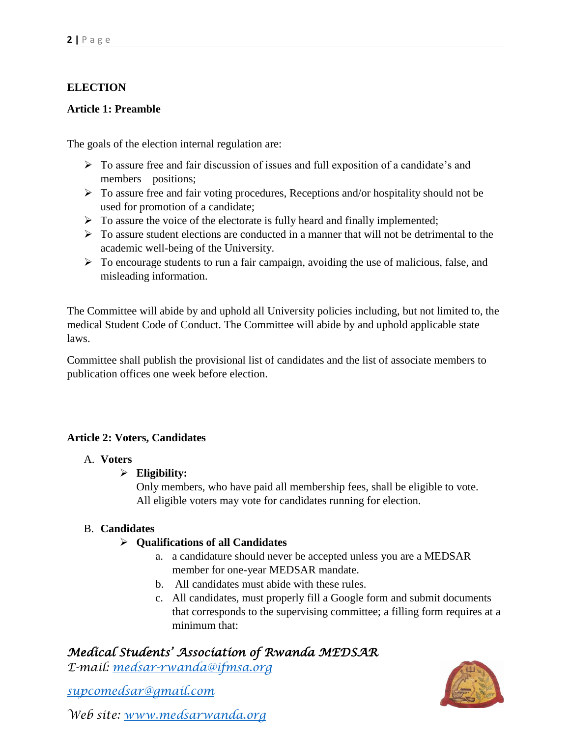**ELECTION**

**Article 1: Preamble**

The goals of the election internal regulation are:

- To assure free and fair discussion of issues and full exposition of a candidate's and members positions;
- To assure free and fair voting procedures, Receptions and/or hospitality should not be used for promotion of a candidate;
- To assure the voice of the electorate is fully heard and finally implemented;
- To assure student elections are conducted in a manner that will not be detrimental to the academic well-being of the University.
- To encourage students to run a fair campaign, avoiding the use of malicious, false, and misleading information.

The Committee will abide by and uphold all University policies including, but not limited to, the medical Student Code of Conduct. The Committee will abide by and uphold applicable state laws.

Committee shall publish the provisional list of candidates and the list of associate members to publication offices one week before election.

**Article 2: Voters, Candidates**

A. **Voters**
   - **Eligibility:**
     Only members, who have paid all membership fees, shall be eligible to vote. All eligible voters may vote for candidates running for election.

B. **Candidates**
   - **Qualifications of all Candidates**
     a. a candidature should never be accepted unless you are a MEDSAR member for one-year MEDSAR mandate.
     b. All candidates must abide with these rules.
     c. All candidates, must properly fill a Google form and submit documents that corresponds to the supervising committee; a filling form requires at a minimum that:

*Medical Students' Association of Rwanda MEDSAR*
*E-mail: medsar-rwanda@ifmsa.org*

*supcomedsar@gmail.com*

*Web site: www.medsarwanda.org*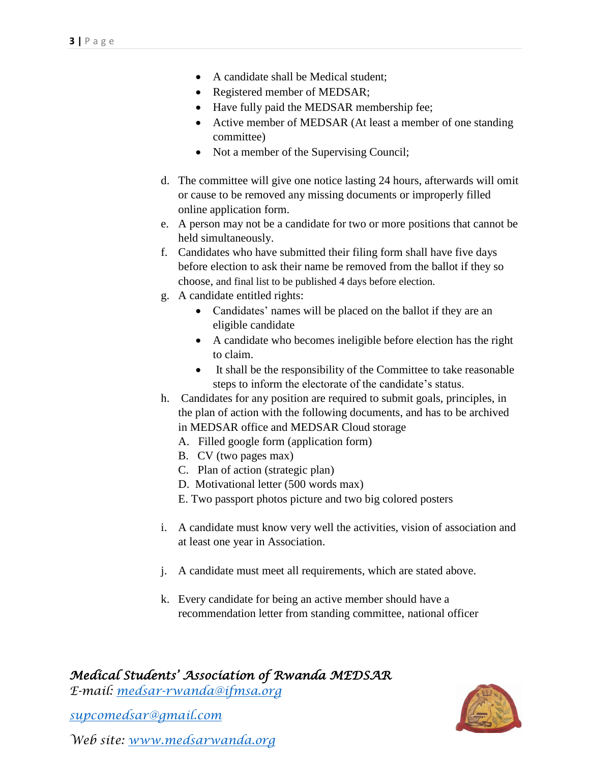- A candidate shall be Medical student;
- Registered member of MEDSAR;
- Have fully paid the MEDSAR membership fee;
- Active member of MEDSAR (At least a member of one standing committee)
- Not a member of the Supervising Council;

d. The committee will give one notice lasting 24 hours, afterwards will omit or cause to be removed any missing documents or improperly filled online application form.

e. A person may not be a candidate for two or more positions that cannot be held simultaneously.

f. Candidates who have submitted their filing form shall have five days before election to ask their name be removed from the ballot if they so choose, and final list to be published 4 days before election.

g. A candidate entitled rights:
   - Candidates' names will be placed on the ballot if they are an eligible candidate
   - A candidate who becomes ineligible before election has the right to claim.
   - It shall be the responsibility of the Committee to take reasonable steps to inform the electorate of the candidate's status.

h. Candidates for any position are required to submit goals, principles, in the plan of action with the following documents, and has to be archived in MEDSAR office and MEDSAR Cloud storage
   A. Filled google form (application form)
   B. CV (two pages max)
   C. Plan of action (strategic plan)
   D. Motivational letter (500 words max)
   E. Two passport photos picture and two big colored posters

i. A candidate must know very well the activities, vision of association and at least one year in Association.

j. A candidate must meet all requirements, which are stated above.

k. Every candidate for being an active member should have a recommendation letter from standing committee, national officer

*Medical Students' Association of Rwanda MEDSAR*
*E-mail: [medsar-rwanda@ifmsa.org](mailto:medsar-rwanda@ifmsa.org)*

*[supcomedsar@gmail.com](mailto:supcomedsar@gmail.com)*

*Web site: [www.medsarwanda.org](http://www.medsarwanda.org)*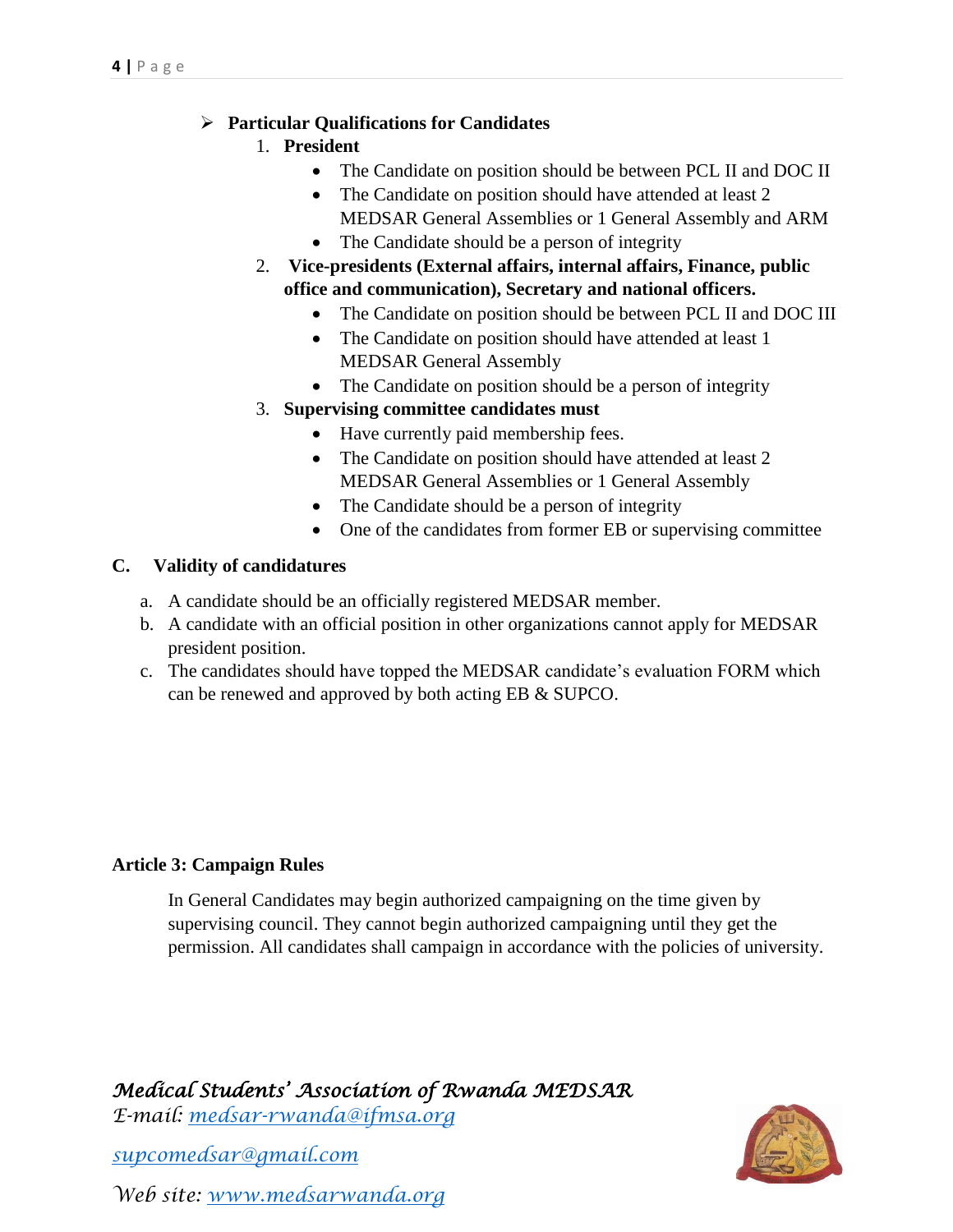- **Particular Qualifications for Candidates**

  1. **President**
     - The Candidate on position should be between PCL II and DOC II
     - The Candidate on position should have attended at least 2 MEDSAR General Assemblies or 1 General Assembly and ARM
     - The Candidate should be a person of integrity
  2. **Vice-presidents (External affairs, internal affairs, Finance, public office and communication), Secretary and national officers.**
     - The Candidate on position should be between PCL II and DOC III
     - The Candidate on position should have attended at least 1 MEDSAR General Assembly
     - The Candidate on position should be a person of integrity
  3. **Supervising committee candidates must**
     - Have currently paid membership fees.
     - The Candidate on position should have attended at least 2 MEDSAR General Assemblies or 1 General Assembly
     - The Candidate should be a person of integrity
     - One of the candidates from former EB or supervising committee

**C. Validity of candidatures**

a. A candidate should be an officially registered MEDSAR member.
b. A candidate with an official position in other organizations cannot apply for MEDSAR president position.
c. The candidates should have topped the MEDSAR candidate's evaluation FORM which can be renewed and approved by both acting EB & SUPCO.

**Article 3: Campaign Rules**

In General Candidates may begin authorized campaigning on the time given by supervising council. They cannot begin authorized campaigning until they get the permission. All candidates shall campaign in accordance with the policies of university.

*Medical Students' Association of Rwanda MEDSAR*
*E-mail: medsar-rwanda@ifmsa.org*

*supcomedsar@gmail.com*

*Web site: www.medsarwanda.org*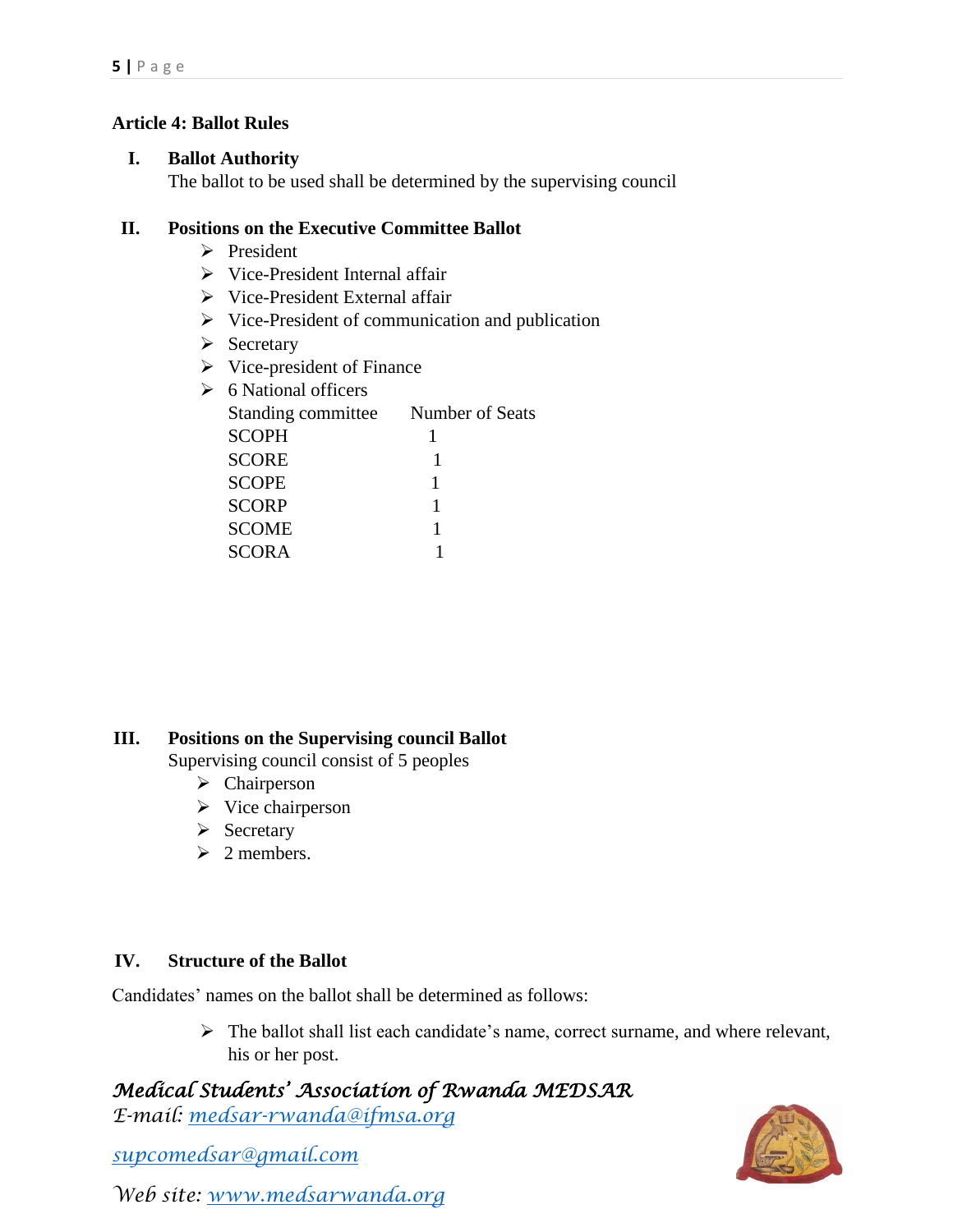## Article 4: Ballot Rules

### I. Ballot Authority

The ballot to be used shall be determined by the supervising council

### II. Positions on the Executive Committee Ballot

- President
- Vice-President Internal affair
- Vice-President External affair
- Vice-President of communication and publication
- Secretary
- Vice-president of Finance
- 6 National officers

| Standing committee | Number of Seats |
|---|---|
| SCOPH | 1 |
| SCORE | 1 |
| SCOPE | 1 |
| SCORP | 1 |
| SCOME | 1 |
| SCORA | 1 |

### III. Positions on the Supervising council Ballot

Supervising council consist of 5 peoples

- Chairperson
- Vice chairperson
- Secretary
- 2 members.

### IV. Structure of the Ballot

Candidates' names on the ballot shall be determined as follows:

- The ballot shall list each candidate's name, correct surname, and where relevant, his or her post.

*Medical Students' Association of Rwanda MEDSAR*

*E-mail: medsar-rwanda@ifmsa.org*

*supcomedsar@gmail.com*

*Web site: www.medsarwanda.org*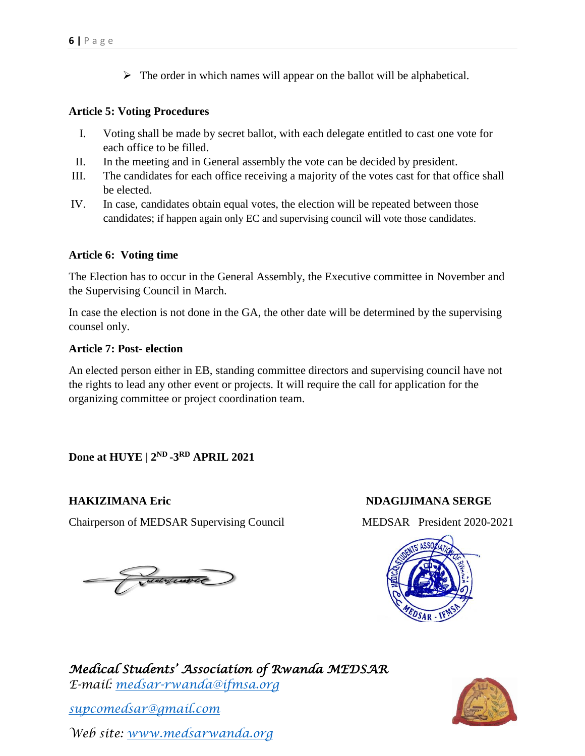- The order in which names will appear on the ballot will be alphabetical.

**Article 5: Voting Procedures**

I. Voting shall be made by secret ballot, with each delegate entitled to cast one vote for each office to be filled.
II. In the meeting and in General assembly the vote can be decided by president.
III. The candidates for each office receiving a majority of the votes cast for that office shall be elected.
IV. In case, candidates obtain equal votes, the election will be repeated between those candidates; if happen again only EC and supervising council will vote those candidates.

**Article 6: Voting time**

The Election has to occur in the General Assembly, the Executive committee in November and the Supervising Council in March.

In case the election is not done in the GA, the other date will be determined by the supervising counsel only.

**Article 7: Post- election**

An elected person either in EB, standing committee directors and supervising council have not the rights to lead any other event or projects. It will require the call for application for the organizing committee or project coordination team.

**Done at HUYE | 2ND -3RD APRIL 2021**

**HAKIZIMANA Eric**
Chairperson of MEDSAR Supervising Council

**NDAGIJIMANA SERGE**
MEDSAR President 2020-2021

*Medical Students' Association of Rwanda MEDSAR*
*E-mail: medsar-rwanda@ifmsa.org*

*supcomedsar@gmail.com*

*Web site: www.medsarwanda.org*